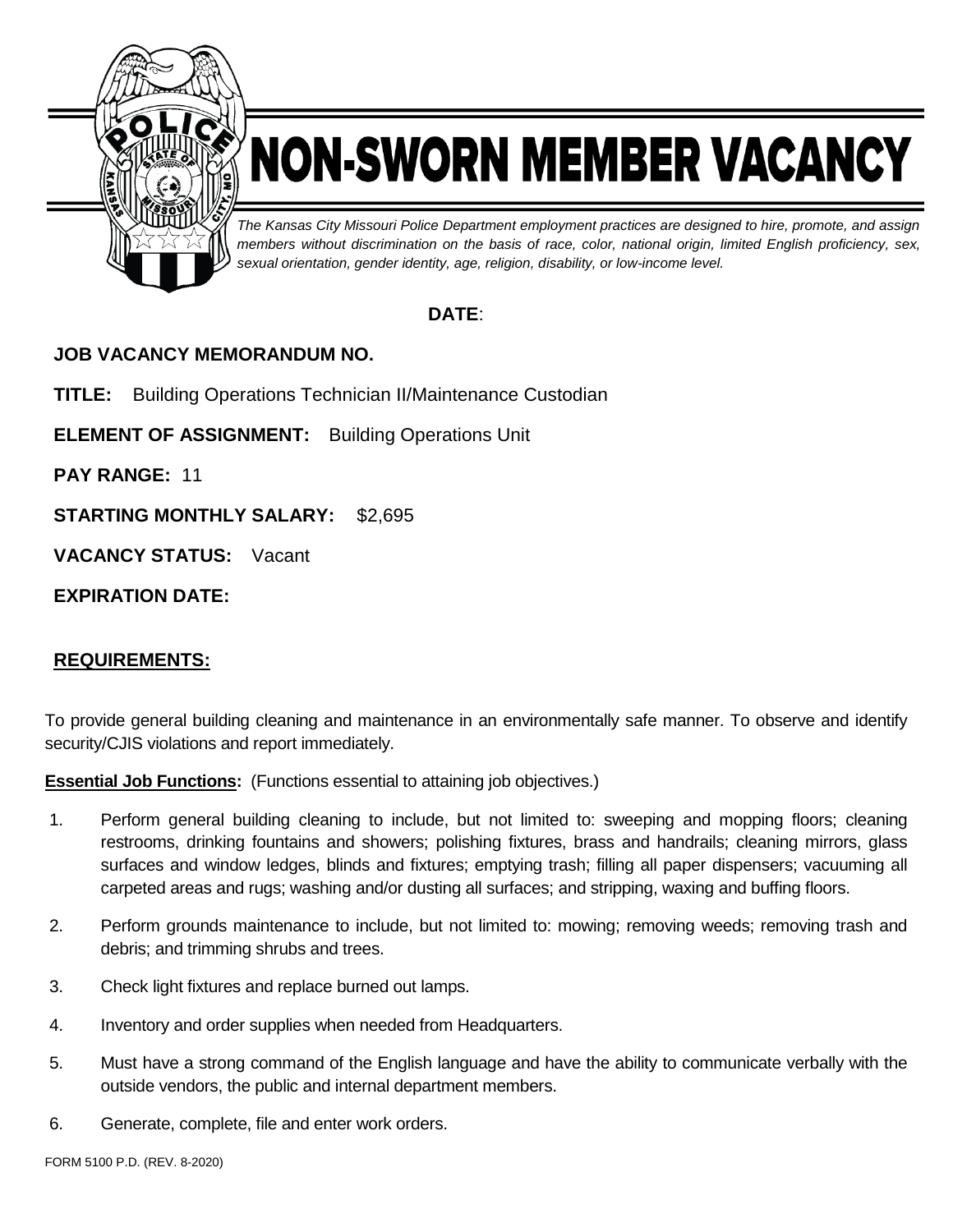# NON-SWORN MEMBER VACANCY

*The Kansas City Missouri Police Department employment practices are designed to hire, promote, and assign members without discrimination on the basis of race, color, national origin, limited English proficiency, sex, sexual orientation, gender identity, age, religion, disability, or low-income level.*

**DATE**:

**JOB VACANCY MEMORANDUM NO.**

**TITLE:** Building Operations Technician II/Maintenance Custodian

**ELEMENT OF ASSIGNMENT:** Building Operations Unit

**PAY RANGE:** 11

**STARTING MONTHLY SALARY:** $2,695

**VACANCY STATUS:** Vacant

**EXPIRATION DATE:**

## REQUIREMENTS:

To provide general building cleaning and maintenance in an environmentally safe manner. To observe and identify security/CJIS violations and report immediately.

**Essential Job Functions:** (Functions essential to attaining job objectives.)

1. Perform general building cleaning to include, but not limited to: sweeping and mopping floors; cleaning restrooms, drinking fountains and showers; polishing fixtures, brass and handrails; cleaning mirrors, glass surfaces and window ledges, blinds and fixtures; emptying trash; filling all paper dispensers; vacuuming all carpeted areas and rugs; washing and/or dusting all surfaces; and stripping, waxing and buffing floors.
2. Perform grounds maintenance to include, but not limited to: mowing; removing weeds; removing trash and debris; and trimming shrubs and trees.
3. Check light fixtures and replace burned out lamps.
4. Inventory and order supplies when needed from Headquarters.
5. Must have a strong command of the English language and have the ability to communicate verbally with the outside vendors, the public and internal department members.
6. Generate, complete, file and enter work orders.

FORM 5100 P.D. (REV. 8-2020)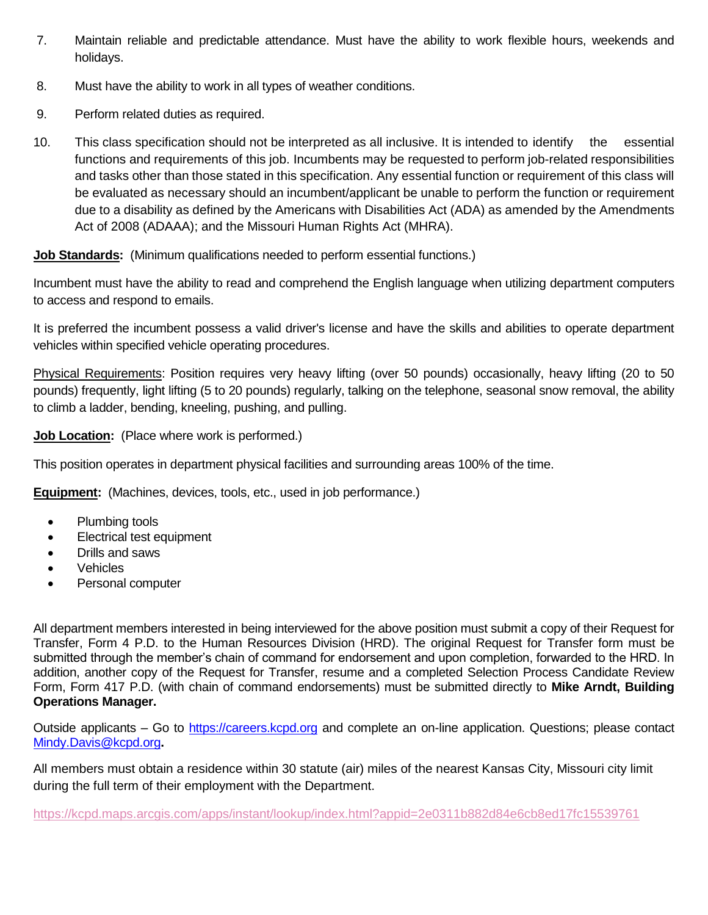7. Maintain reliable and predictable attendance. Must have the ability to work flexible hours, weekends and holidays.

8. Must have the ability to work in all types of weather conditions.

9. Perform related duties as required.

10. This class specification should not be interpreted as all inclusive. It is intended to identify the essential functions and requirements of this job. Incumbents may be requested to perform job-related responsibilities and tasks other than those stated in this specification. Any essential function or requirement of this class will be evaluated as necessary should an incumbent/applicant be unable to perform the function or requirement due to a disability as defined by the Americans with Disabilities Act (ADA) as amended by the Amendments Act of 2008 (ADAAA); and the Missouri Human Rights Act (MHRA).

**<u>Job Standards</u>:** (Minimum qualifications needed to perform essential functions.)

Incumbent must have the ability to read and comprehend the English language when utilizing department computers to access and respond to emails.

It is preferred the incumbent possess a valid driver's license and have the skills and abilities to operate department vehicles within specified vehicle operating procedures.

<u>Physical Requirements</u>: Position requires very heavy lifting (over 50 pounds) occasionally, heavy lifting (20 to 50 pounds) frequently, light lifting (5 to 20 pounds) regularly, talking on the telephone, seasonal snow removal, the ability to climb a ladder, bending, kneeling, pushing, and pulling.

**<u>Job Location</u>:** (Place where work is performed.)

This position operates in department physical facilities and surrounding areas 100% of the time.

**<u>Equipment</u>:** (Machines, devices, tools, etc., used in job performance.)

- Plumbing tools
- Electrical test equipment
- Drills and saws
- Vehicles
- Personal computer

All department members interested in being interviewed for the above position must submit a copy of their Request for Transfer, Form 4 P.D. to the Human Resources Division (HRD). The original Request for Transfer form must be submitted through the member's chain of command for endorsement and upon completion, forwarded to the HRD. In addition, another copy of the Request for Transfer, resume and a completed Selection Process Candidate Review Form, Form 417 P.D. (with chain of command endorsements) must be submitted directly to **Mike Arndt, Building Operations Manager.**

Outside applicants – Go to [https://careers.kcpd.org](https://careers.kcpd.org) and complete an on-line application. Questions; please contact [Mindy.Davis@kcpd.org](mailto:Mindy.Davis@kcpd.org)**.**

All members must obtain a residence within 30 statute (air) miles of the nearest Kansas City, Missouri city limit during the full term of their employment with the Department.

[https://kcpd.maps.arcgis.com/apps/instant/lookup/index.html?appid=2e0311b882d84e6cb8ed17fc15539761](https://kcpd.maps.arcgis.com/apps/instant/lookup/index.html?appid=2e0311b882d84e6cb8ed17fc15539761)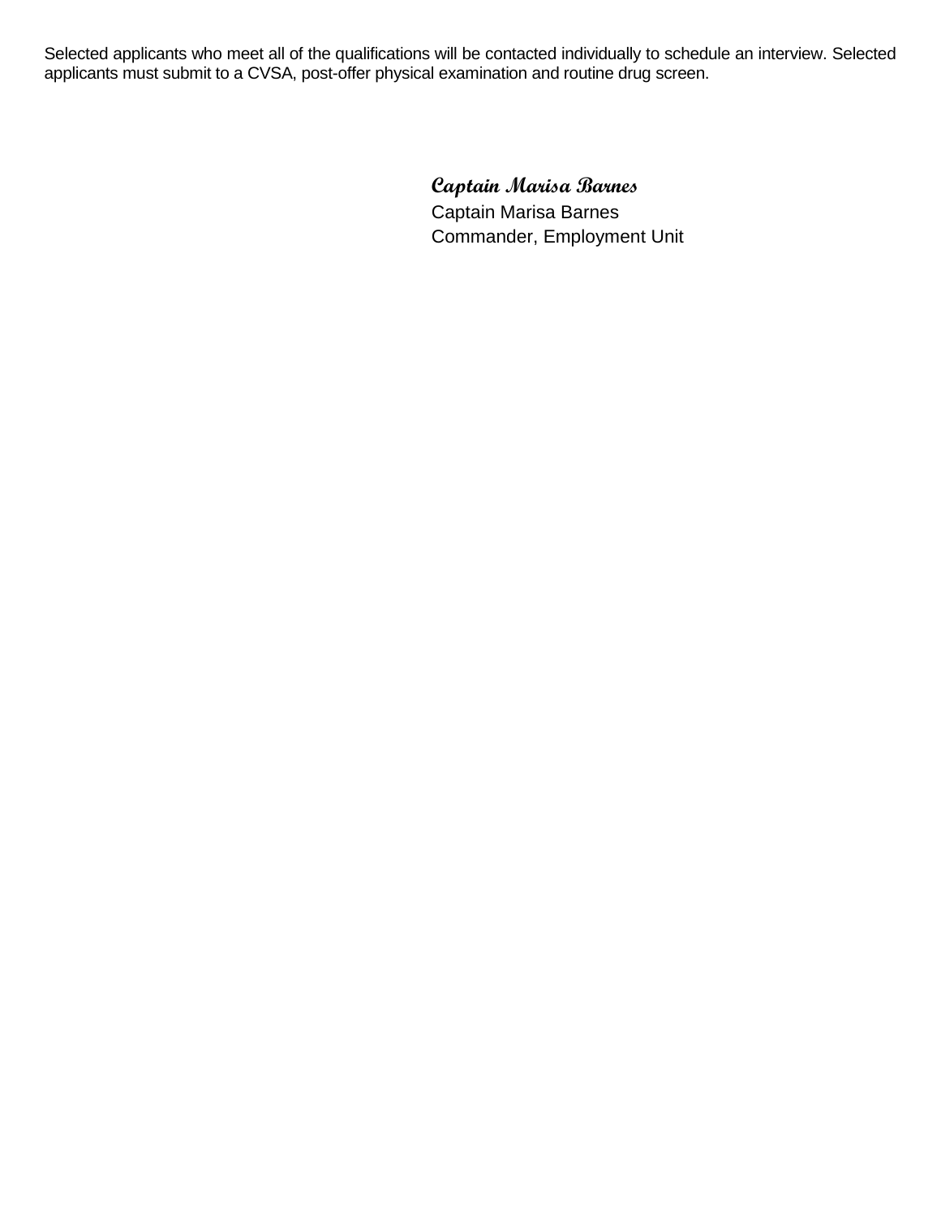Selected applicants who meet all of the qualifications will be contacted individually to schedule an interview. Selected applicants must submit to a CVSA, post-offer physical examination and routine drug screen.

*Captain Marisa Barnes*
Captain Marisa Barnes
Commander, Employment Unit